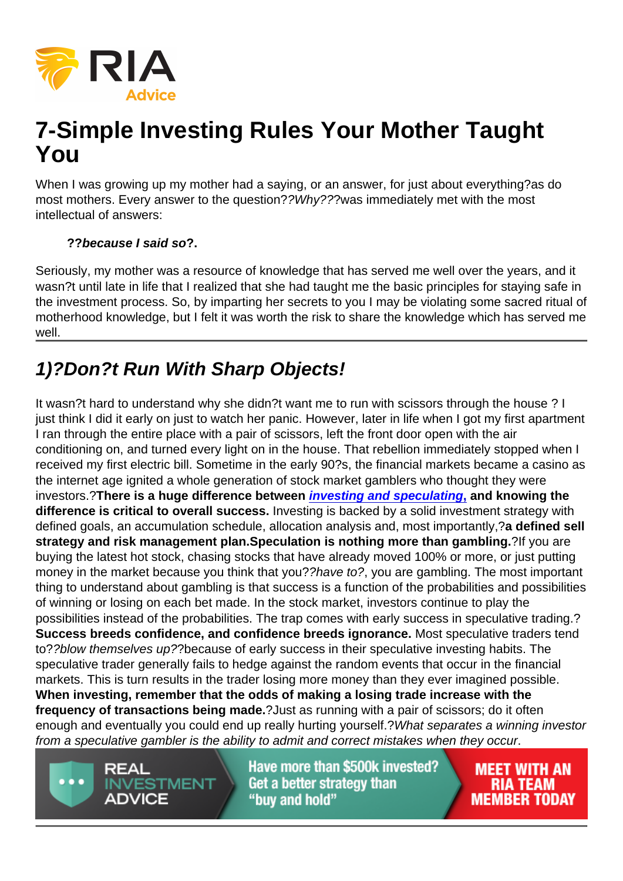# 7-Simple Investing Rules Your Mother Taught You

When I was growing up my mother had a saying, or an answer, for just about everything?as do most mothers. Every answer to the question??*Why*???was immediately met with the most intellectual of answers:

> **??*because I said so*?.**

Seriously, my mother was a resource of knowledge that has served me well over the years, and it wasn?t until late in life that I realized that she had taught me the basic principles for staying safe in the investment process. So, by imparting her secrets to you I may be violating some sacred ritual of motherhood knowledge, but I felt it was worth the risk to share the knowledge which has served me well.

## *1)?Don?t Run With Sharp Objects!*

It wasn?t hard to understand why she didn?t want me to run with scissors through the house ? I just think I did it early on just to watch her panic. However, later in life when I got my first apartment I ran through the entire place with a pair of scissors, left the front door open with the air conditioning on, and turned every light on in the house. That rebellion immediately stopped when I received my first electric bill. Sometime in the early 90?s, the financial markets became a casino as the internet age ignited a whole generation of stock market gamblers who thought they were investors.?**There is a huge difference between *investing and speculating,* and knowing the difference is critical to overall success.** Investing is backed by a solid investment strategy with defined goals, an accumulation schedule, allocation analysis and, most importantly,?**a defined sell strategy and risk management plan.Speculation is nothing more than gambling.**?If you are buying the latest hot stock, chasing stocks that have already moved 100% or more, or just putting money in the market because you think that you??*have to*?, you are gambling. The most important thing to understand about gambling is that success is a function of the probabilities and possibilities of winning or losing on each bet made. In the stock market, investors continue to play the possibilities instead of the probabilities. The trap comes with early success in speculative trading.? **Success breeds confidence, and confidence breeds ignorance.** Most speculative traders tend to??*blow themselves up*??because of early success in their speculative investing habits. The speculative trader generally fails to hedge against the random events that occur in the financial markets. This is turn results in the trader losing more money than they ever imagined possible. **When investing, remember that the odds of making a losing trade increase with the frequency of transactions being made.**?Just as running with a pair of scissors; do it often enough and eventually you could end up really hurting yourself.?*What separates a winning investor from a speculative gambler is the ability to admit and correct mistakes when they occur*.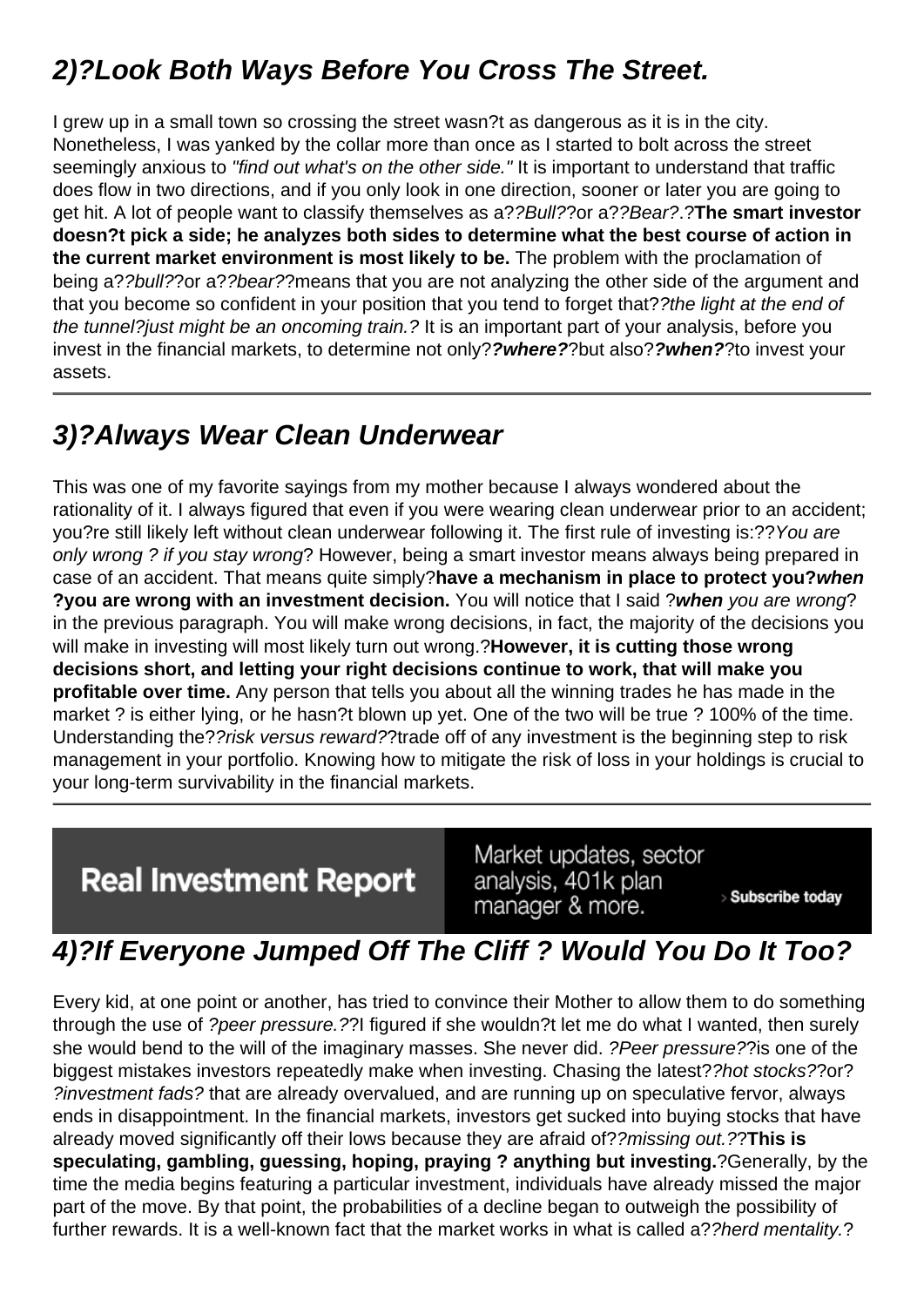## 2)?Look Both Ways Before You Cross The Street.

I grew up in a small town so crossing the street wasn?t as dangerous as it is in the city. Nonetheless, I was yanked by the collar more than once as I started to bolt across the street seemingly anxious to *"find out what's on the other side."* It is important to understand that traffic does flow in two directions, and if you only look in one direction, sooner or later you are going to get hit. A lot of people want to classify themselves as a?*?Bull?*?or a?*?Bear?*.?**The smart investor doesn?t pick a side; he analyzes both sides to determine what the best course of action in the current market environment is most likely to be.** The problem with the proclamation of being a?*?bull?*?or a?*?bear?*?means that you are not analyzing the other side of the argument and that you become so confident in your position that you tend to forget that?*?the light at the end of the tunnel?just might be an oncoming train.?* It is an important part of your analysis, before you invest in the financial markets, to determine not only?***?where?***?but also?***?when?***?to invest your assets.

---

## 3)?Always Wear Clean Underwear

This was one of my favorite sayings from my mother because I always wondered about the rationality of it. I always figured that even if you were wearing clean underwear prior to an accident; you?re still likely left without clean underwear following it. The first rule of investing is:??*You are only wrong ? if you stay wrong*? However, being a smart investor means always being prepared in case of an accident. That means quite simply?**have a mechanism in place to protect you?*when* ?you are wrong with an investment decision.** You will notice that I said ?***when*** *you are wrong*? in the previous paragraph. You will make wrong decisions, in fact, the majority of the decisions you will make in investing will most likely turn out wrong.?**However, it is cutting those wrong decisions short, and letting your right decisions continue to work, that will make you profitable over time.** Any person that tells you about all the winning trades he has made in the market ? is either lying, or he hasn?t blown up yet. One of the two will be true ? 100% of the time. Understanding the?*?risk versus reward?*?trade off of any investment is the beginning step to risk management in your portfolio. Knowing how to mitigate the risk of loss in your holdings is crucial to your long-term survivability in the financial markets.

---

Real Investment Report — Market updates, sector analysis, 401k plan manager & more. › Subscribe today

## 4)?If Everyone Jumped Off The Cliff ? Would You Do It Too?

Every kid, at one point or another, has tried to convince their Mother to allow them to do something through the use of *?peer pressure.?*?I figured if she wouldn?t let me do what I wanted, then surely she would bend to the will of the imaginary masses. She never did. *?Peer pressure?*?is one of the biggest mistakes investors repeatedly make when investing. Chasing the latest?*?hot stocks?*?or?*?investment fads?* that are already overvalued, and are running up on speculative fervor, always ends in disappointment. In the financial markets, investors get sucked into buying stocks that have already moved significantly off their lows because they are afraid of?*?missing out.?*?**This is speculating, gambling, guessing, hoping, praying ? anything but investing.**?Generally, by the time the media begins featuring a particular investment, individuals have already missed the major part of the move. By that point, the probabilities of a decline began to outweigh the possibility of further rewards. It is a well-known fact that the market works in what is called a?*?herd mentality.*?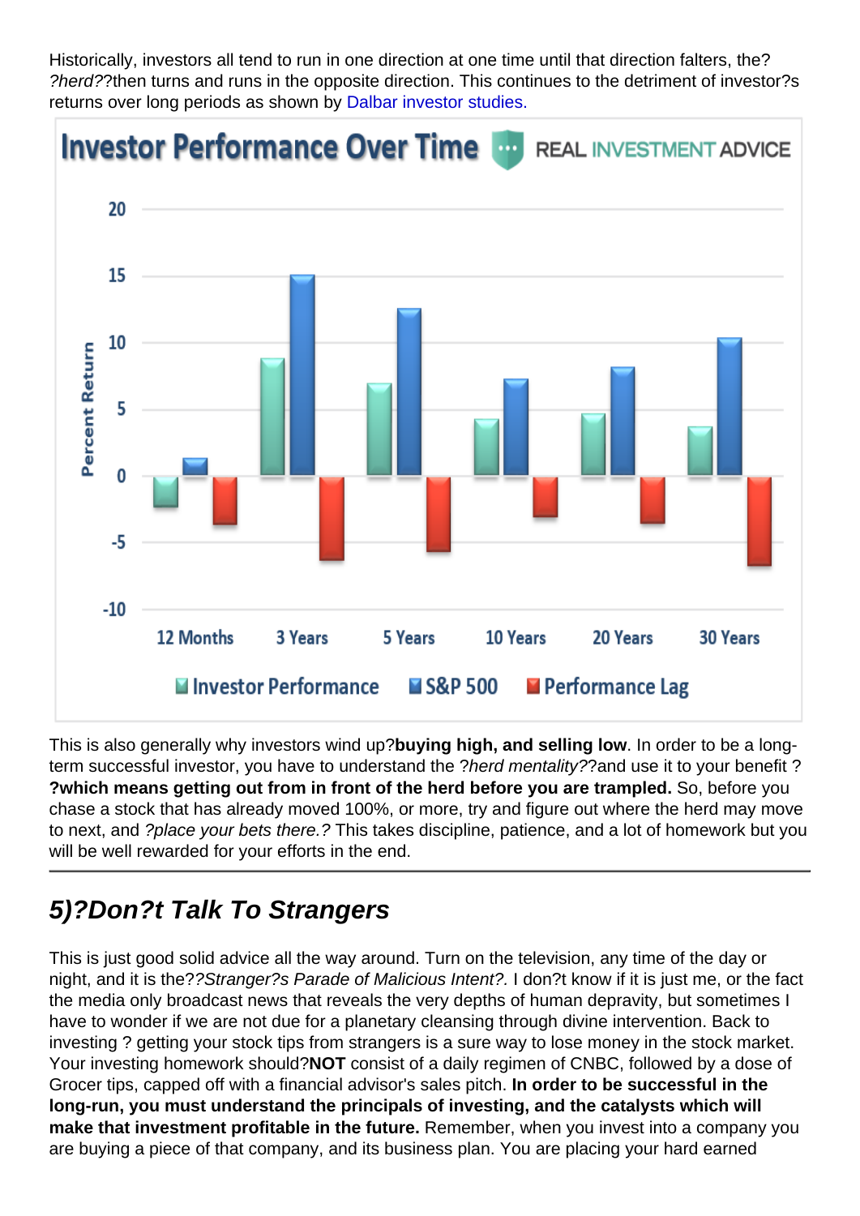Historically, investors all tend to run in one direction at one time until that direction falters, the? *?herd?*?then turns and runs in the opposite direction. This continues to the detriment of investor?s returns over long periods as shown by Dalbar investor studies.

This is also generally why investors wind up?**buying high, and selling low**. In order to be a long-term successful investor, you have to understand the ?*herd mentality?*?and use it to your benefit ? **?which means getting out from in front of the herd before you are trampled.** So, before you chase a stock that has already moved 100%, or more, try and figure out where the herd may move to next, and *?place your bets there.?* This takes discipline, patience, and a lot of homework but you will be well rewarded for your efforts in the end.

---

## *5)?Don?t Talk To Strangers*

This is just good solid advice all the way around. Turn on the television, any time of the day or night, and it is the?*?Stranger?s Parade of Malicious Intent?.* I don?t know if it is just me, or the fact the media only broadcast news that reveals the very depths of human depravity, but sometimes I have to wonder if we are not due for a planetary cleansing through divine intervention. Back to investing ? getting your stock tips from strangers is a sure way to lose money in the stock market. Your investing homework should?**NOT** consist of a daily regimen of CNBC, followed by a dose of Grocer tips, capped off with a financial advisor's sales pitch. **In order to be successful in the long-run, you must understand the principals of investing, and the catalysts which will make that investment profitable in the future.** Remember, when you invest into a company you are buying a piece of that company, and its business plan. You are placing your hard earned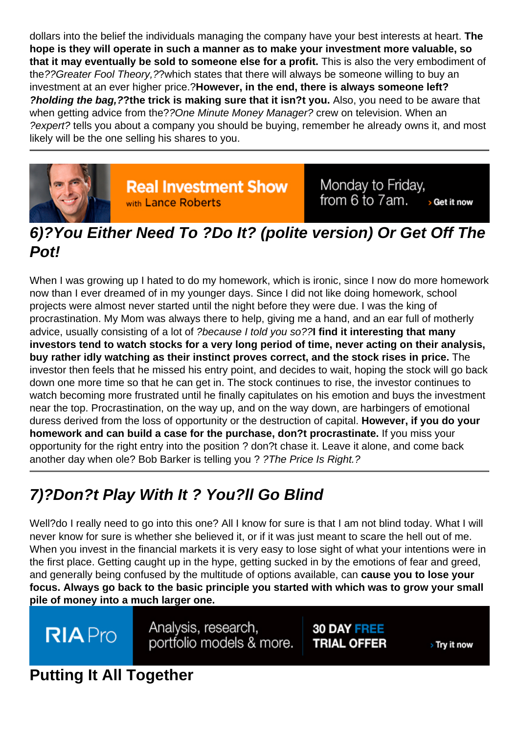dollars into the belief the individuals managing the company have your best interests at heart. **The hope is they will operate in such a manner as to make your investment more valuable, so that it may eventually be sold to someone else for a profit.** This is also the very embodiment of the*??Greater Fool Theory,??*which states that there will always be someone willing to buy an investment at an ever higher price.?**However, in the end, there is always someone left?** ***?holding the bag,??*the trick is making sure that it isn?t you.** Also, you need to be aware that when getting advice from the*??One Minute Money Manager?* crew on television. When an *?expert?* tells you about a company you should be buying, remember he already owns it, and most likely will be the one selling his shares to you.

## *6)?You Either Need To ?Do It? (polite version) Or Get Off The Pot!*

When I was growing up I hated to do my homework, which is ironic, since I now do more homework now than I ever dreamed of in my younger days. Since I did not like doing homework, school projects were almost never started until the night before they were due. I was the king of procrastination. My Mom was always there to help, giving me a hand, and an ear full of motherly advice, usually consisting of a lot of *?because I told you so??***I find it interesting that many investors tend to watch stocks for a very long period of time, never acting on their analysis, buy rather idly watching as their instinct proves correct, and the stock rises in price.** The investor then feels that he missed his entry point, and decides to wait, hoping the stock will go back down one more time so that he can get in. The stock continues to rise, the investor continues to watch becoming more frustrated until he finally capitulates on his emotion and buys the investment near the top. Procrastination, on the way up, and on the way down, are harbingers of emotional duress derived from the loss of opportunity or the destruction of capital. **However, if you do your homework and can build a case for the purchase, don?t procrastinate.** If you miss your opportunity for the right entry into the position ? don?t chase it. Leave it alone, and come back another day when ole? Bob Barker is telling you ? *?The Price Is Right.?*

## *7)?Don?t Play With It ? You?ll Go Blind*

Well?do I really need to go into this one? All I know for sure is that I am not blind today. What I will never know for sure is whether she believed it, or if it was just meant to scare the hell out of me. When you invest in the financial markets it is very easy to lose sight of what your intentions were in the first place. Getting caught up in the hype, getting sucked in by the emotions of fear and greed, and generally being confused by the multitude of options available, can **cause you to lose your focus. Always go back to the basic principle you started with which was to grow your small pile of money into a much larger one.**

## Putting It All Together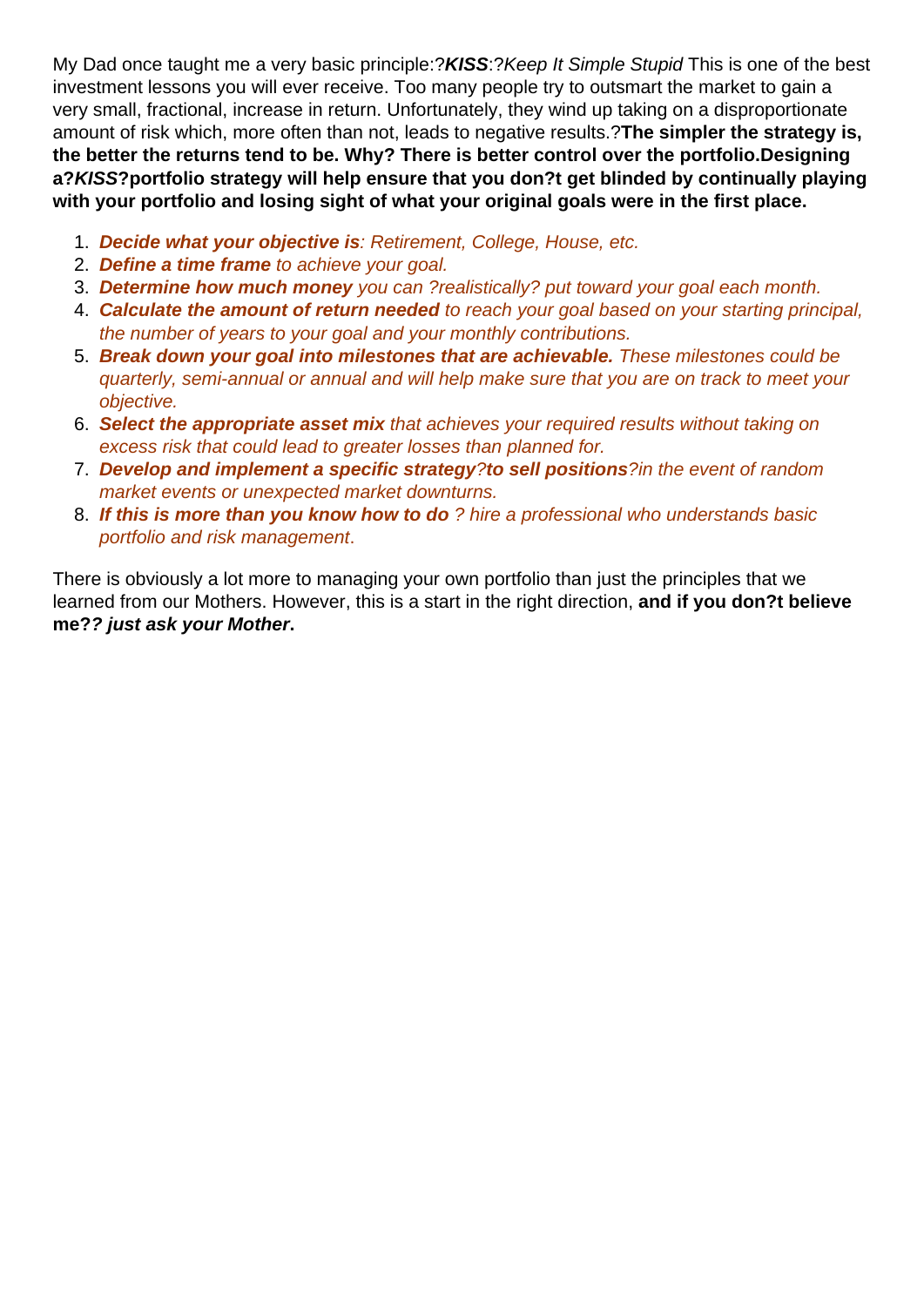My Dad once taught me a very basic principle:?***KISS***:?*Keep It Simple Stupid* This is one of the best investment lessons you will ever receive. Too many people try to outsmart the market to gain a very small, fractional, increase in return. Unfortunately, they wind up taking on a disproportionate amount of risk which, more often than not, leads to negative results.?**The simpler the strategy is, the better the returns tend to be. Why? There is better control over the portfolio.Designing a?*KISS*?portfolio strategy will help ensure that you don?t get blinded by continually playing with your portfolio and losing sight of what your original goals were in the first place.**

1. ***Decide what your objective is****: Retirement, College, House, etc.*
2. ***Define a time frame*** *to achieve your goal.*
3. ***Determine how much money*** *you can ?realistically? put toward your goal each month.*
4. ***Calculate the amount of return needed*** *to reach your goal based on your starting principal, the number of years to your goal and your monthly contributions.*
5. ***Break down your goal into milestones that are achievable.*** *These milestones could be quarterly, semi-annual or annual and will help make sure that you are on track to meet your objective.*
6. ***Select the appropriate asset mix*** *that achieves your required results without taking on excess risk that could lead to greater losses than planned for.*
7. ***Develop and implement a specific strategy****?***to sell positions***?*in the event of random market events or unexpected market downturns.*
8. ***If this is more than you know how to do*** *? hire a professional who understands basic portfolio and risk management*.

There is obviously a lot more to managing your own portfolio than just the principles that we learned from our Mothers. However, this is a start in the right direction, **and if you don?t believe me?*? just ask your Mother*.**